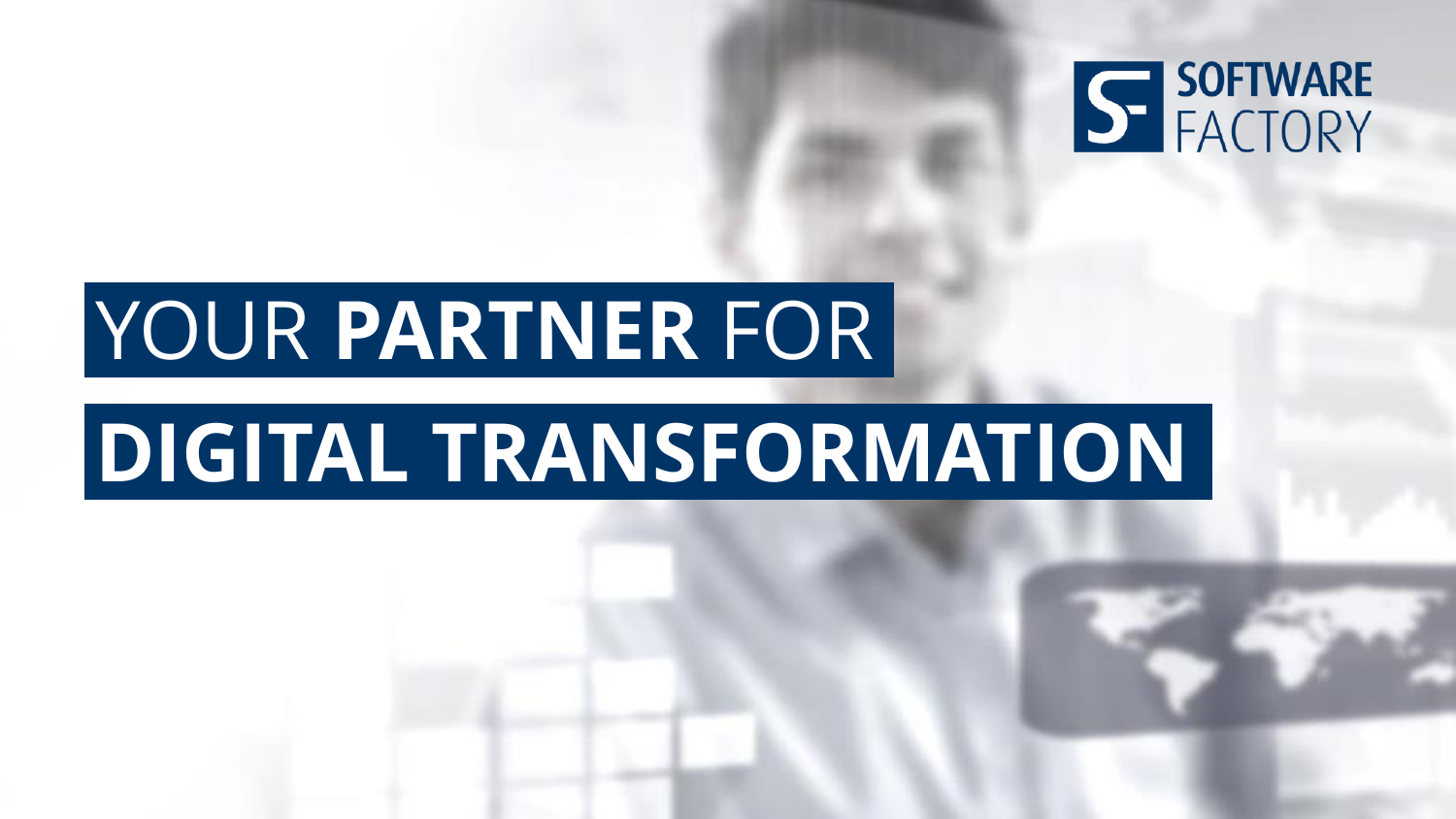SOFTWARE FACTORY

# YOUR **PARTNER** FOR **DIGITAL TRANSFORMATION**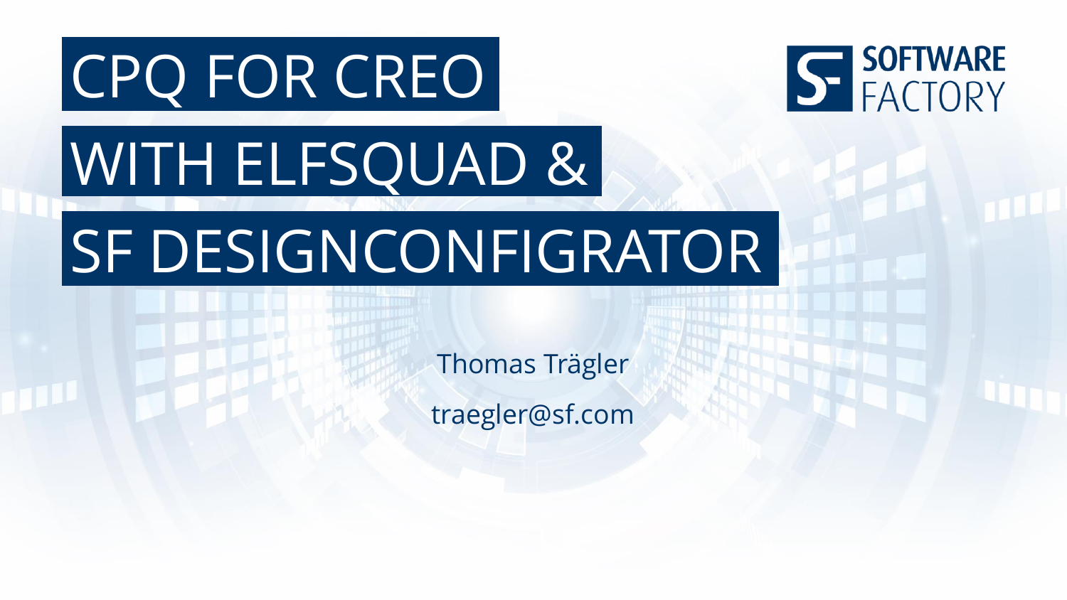# CPQ FOR CREO WITH ELFSQUAD & SF DESIGNCONFIGRATOR

SOFTWARE FACTORY

Thomas Trägler

traegler@sf.com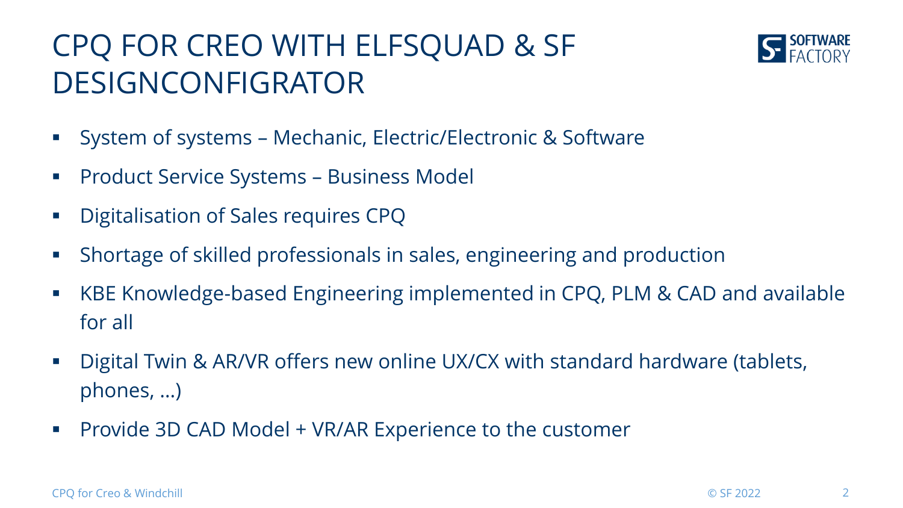# CPQ FOR CREO WITH ELFSQUAD & SF DESIGNCONFIGRATOR

- System of systems – Mechanic, Electric/Electronic & Software
- Product Service Systems – Business Model
- Digitalisation of Sales requires CPQ
- Shortage of skilled professionals in sales, engineering and production
- KBE Knowledge-based Engineering implemented in CPQ, PLM & CAD and available for all
- Digital Twin & AR/VR offers new online UX/CX with standard hardware (tablets, phones, …)
- Provide 3D CAD Model + VR/AR Experience to the customer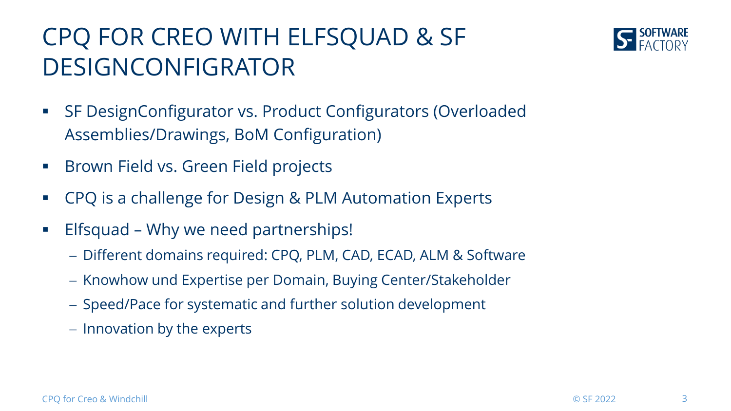# CPQ FOR CREO WITH ELFSQUAD & SF DESIGNCONFIGRATOR

- SF DesignConfigurator vs. Product Configurators (Overloaded Assemblies/Drawings, BoM Configuration)
- Brown Field vs. Green Field projects
- CPQ is a challenge for Design & PLM Automation Experts
- Elfsquad – Why we need partnerships!
  - Different domains required: CPQ, PLM, CAD, ECAD, ALM & Software
  - Knowhow und Expertise per Domain, Buying Center/Stakeholder
  - Speed/Pace for systematic and further solution development
  - Innovation by the experts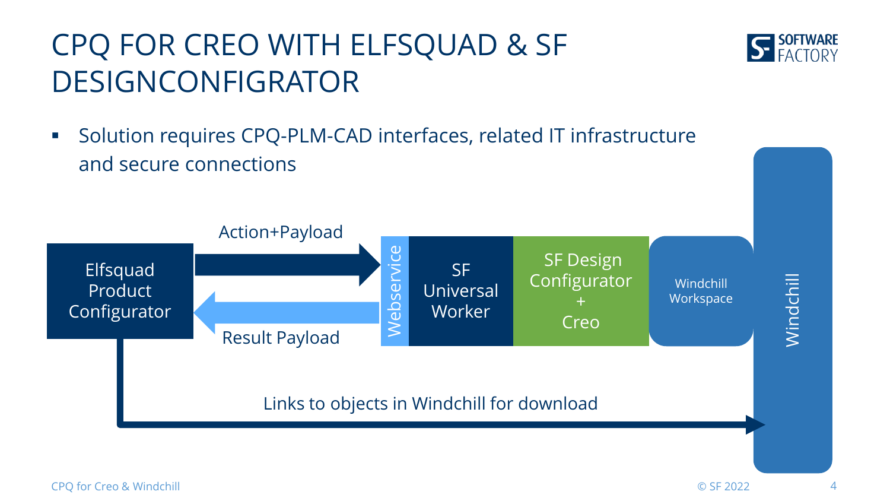# CPQ FOR CREO WITH ELFSQUAD & SF DESIGNCONFIGRATOR

- Solution requires CPQ-PLM-CAD interfaces, related IT infrastructure and secure connections

Elfsquad Product Configurator

Action+Payload

Result Payload

Webservice

SF Universal Worker

SF Design Configurator + Creo

Windchill Workspace

Windchill

Links to objects in Windchill for download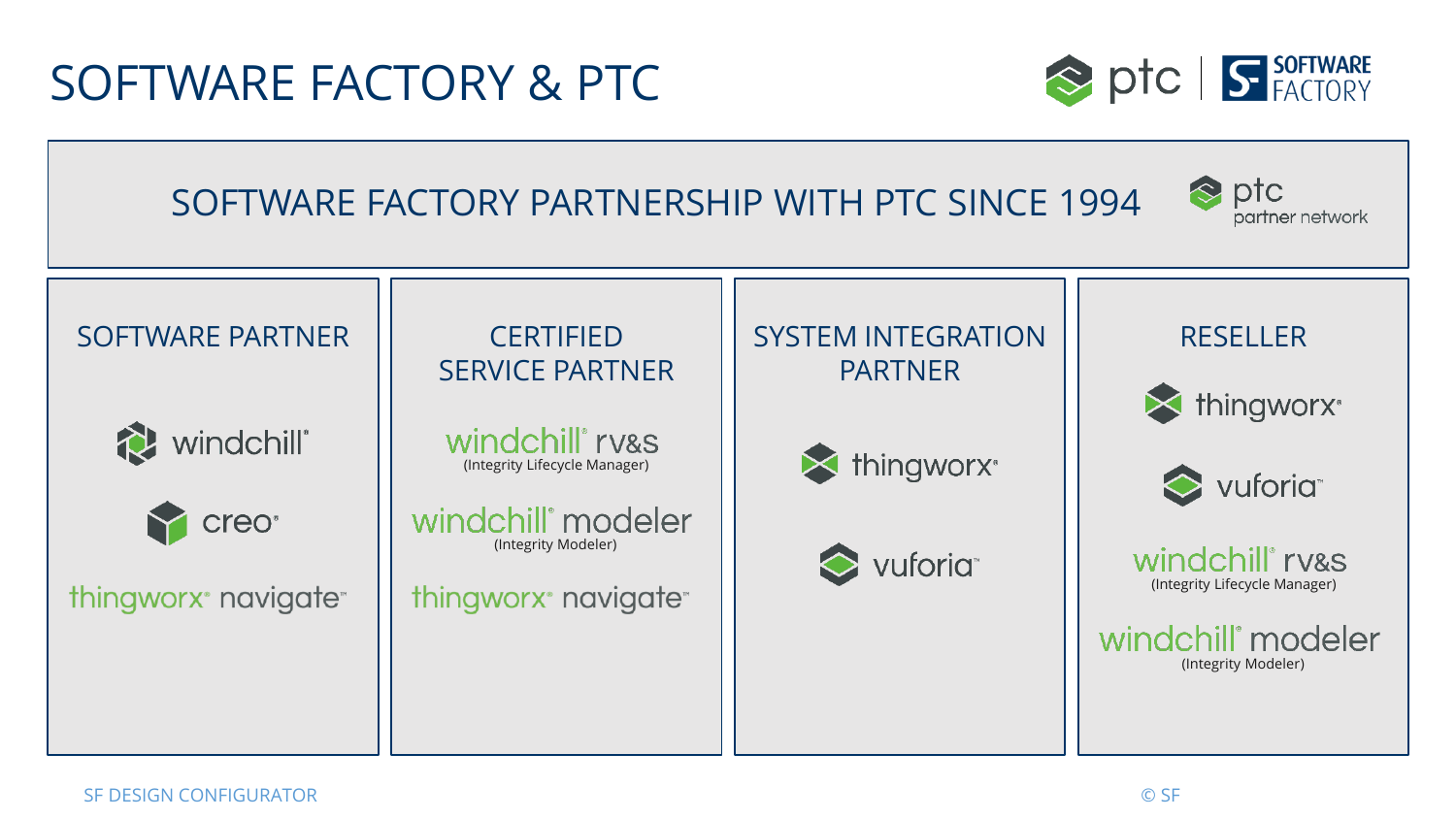# SOFTWARE FACTORY & PTC

## SOFTWARE FACTORY PARTNERSHIP WITH PTC SINCE 1994

ptc partner network

### SOFTWARE PARTNER

- windchill®
- creo®
- thingworx® navigate™

### CERTIFIED SERVICE PARTNER

- windchill® rv&s (Integrity Lifecycle Manager)
- windchill® modeler (Integrity Modeler)
- thingworx® navigate™

### SYSTEM INTEGRATION PARTNER

- thingworx®
- vuforia™

### RESELLER

- thingworx®
- vuforia™
- windchill® rv&s (Integrity Lifecycle Manager)
- windchill® modeler (Integrity Modeler)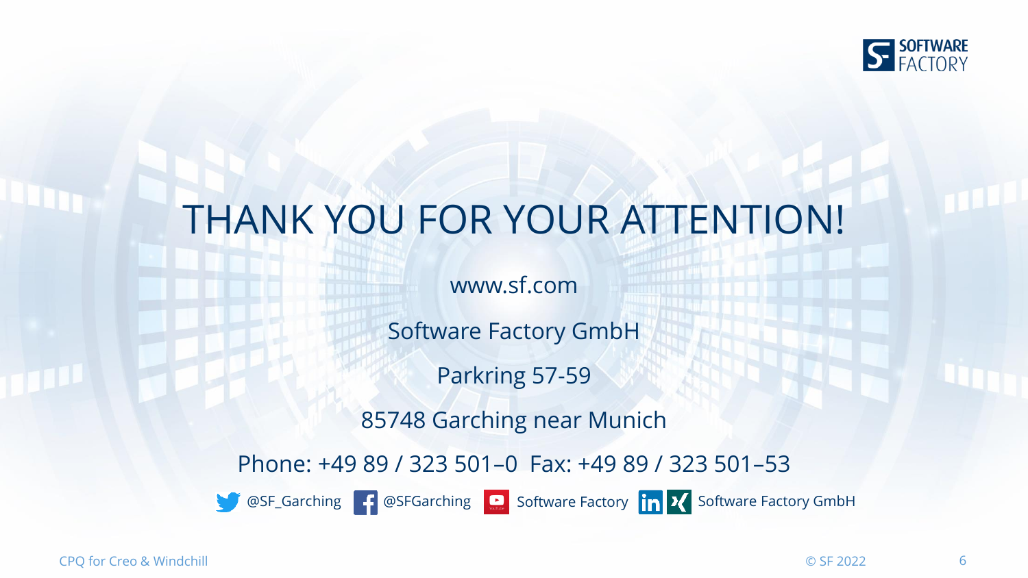# THANK YOU FOR YOUR ATTENTION!

www.sf.com

Software Factory GmbH

Parkring 57-59

85748 Garching near Munich

Phone: +49 89 / 323 501–0  Fax: +49 89 / 323 501–53

@SF_Garching  @SFGarching  Software Factory  Software Factory GmbH